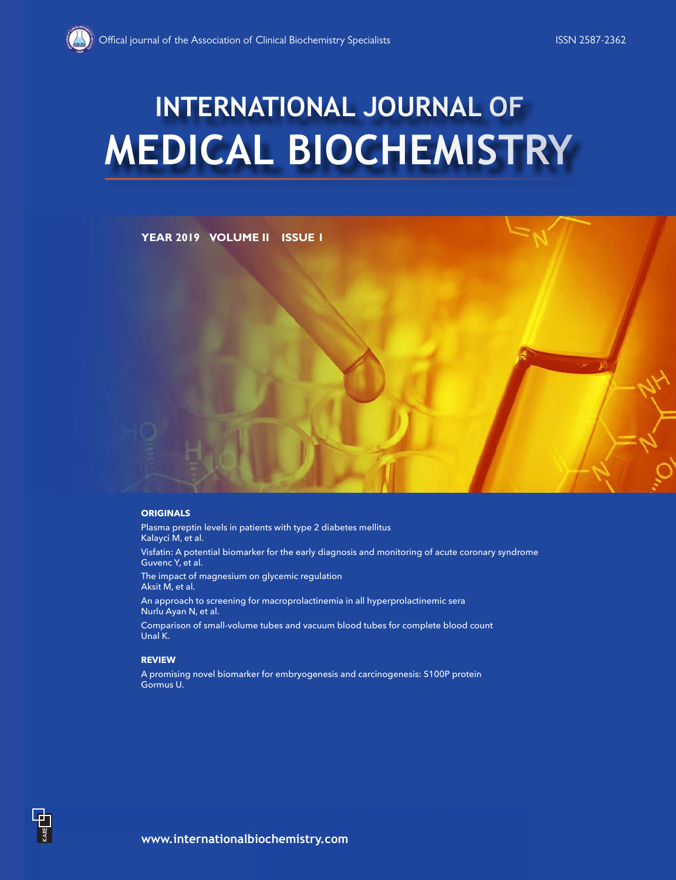Offical journal of the Association of Clinical Biochemistry Specialists

ISSN 2587-2362

# INTERNATIONAL JOURNAL OF MEDICAL BIOCHEMISTRY

**YEAR 2019 VOLUME II ISSUE I**

## ORIGINALS

Plasma preptin levels in patients with type 2 diabetes mellitus
Kalayci M, et al.

Visfatin: A potential biomarker for the early diagnosis and monitoring of acute coronary syndrome
Guvenc Y, et al.

The impact of magnesium on glycemic regulation
Aksit M, et al.

An approach to screening for macroprolactinemia in all hyperprolactinemic sera
Nurlu Ayan N, et al.

Comparison of small-volume tubes and vacuum blood tubes for complete blood count
Unal K.

## REVIEW

A promising novel biomarker for embryogenesis and carcinogenesis: S100P protein
Gormus U.

KARE

www.internationalbiochemistry.com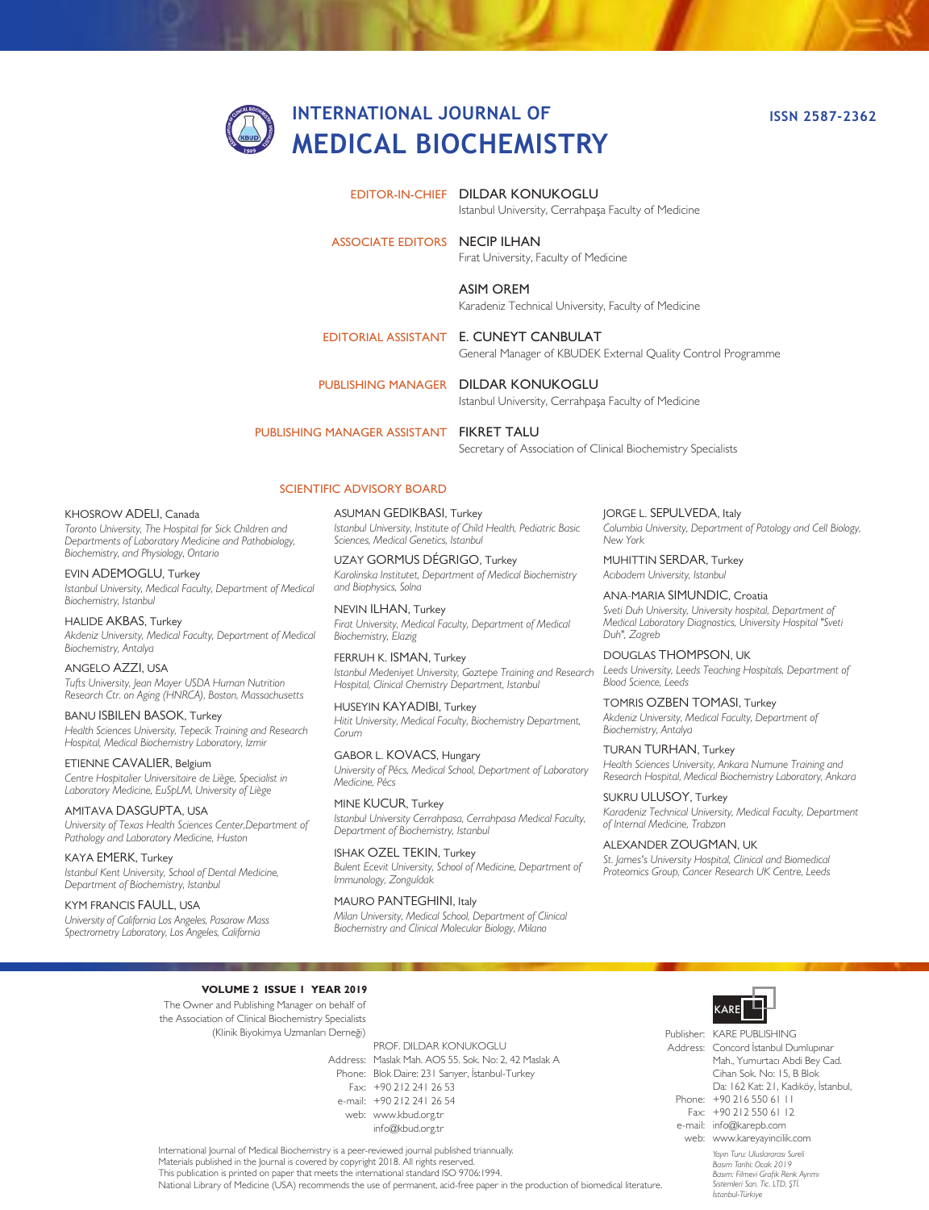# INTERNATIONAL JOURNAL OF MEDICAL BIOCHEMISTRY

ISSN 2587-2362

**EDITOR-IN-CHIEF**
DILDAR KONUKOGLU
Istanbul University, Cerrahpaşa Faculty of Medicine

**ASSOCIATE EDITORS**
NECIP ILHAN
Fırat University, Faculty of Medicine

ASIM OREM
Karadeniz Technical University, Faculty of Medicine

**EDITORIAL ASSISTANT**
E. CUNEYT CANBULAT
General Manager of KBUDEK External Quality Control Programme

**PUBLISHING MANAGER**
DILDAR KONUKOGLU
Istanbul University, Cerrahpaşa Faculty of Medicine

**PUBLISHING MANAGER ASSISTANT**
FIKRET TALU
Secretary of Association of Clinical Biochemistry Specialists

## SCIENTIFIC ADVISORY BOARD

KHOSROW ADELI, Canada
*Toronto University, The Hospital for Sick Children and Departments of Laboratory Medicine and Pathobiology, Biochemistry, and Physiology, Ontario*

EVIN ADEMOGLU, Turkey
*Istanbul University, Medical Faculty, Department of Medical Biochemistry, Istanbul*

HALIDE AKBAS, Turkey
*Akdeniz University, Medical Faculty, Department of Medical Biochemistry, Antalya*

ANGELO AZZI, USA
*Tufts University, Jean Mayer USDA Human Nutrition Research Ctr. on Aging (HNRCA), Boston, Massachusetts*

BANU ISBILEN BASOK, Turkey
*Health Sciences University, Tepecik Training and Research Hospital, Medical Biochemistry Laboratory, Izmir*

ETIENNE CAVALIER, Belgium
*Centre Hospitalier Universitaire de Liège, Specialist in Laboratory Medicine, EuSpLM, University of Liège*

AMITAVA DASGUPTA, USA
*University of Texas Health Sciences Center,Department of Pathology and Laboratory Medicine, Huston*

KAYA EMERK, Turkey
*Istanbul Kent University, School of Dental Medicine, Department of Biochemistry, Istanbul*

KYM FRANCIS FAULL, USA
*University of California Los Angeles, Pasarow Mass Spectrometry Laboratory, Los Angeles, California*

ASUMAN GEDIKBASI, Turkey
*Istanbul University, Institute of Child Health, Pediatric Basic Sciences, Medical Genetics, Istanbul*

UZAY GORMUS DÉGRIGO, Turkey
*Karolinska Institutet, Department of Medical Biochemistry and Biophysics, Solna*

NEVIN ILHAN, Turkey
*Firat University, Medical Faculty, Department of Medical Biochemistry, Elazig*

FERRUH K. ISMAN, Turkey
*Istanbul Medeniyet University, Goztepe Training and Research Hospital, Clinical Chemistry Department, Istanbul*

HUSEYIN KAYADIBI, Turkey
*Hitit University, Medical Faculty, Biochemistry Department, Corum*

GABOR L. KOVACS, Hungary
*University of Pécs, Medical School, Department of Laboratory Medicine, Pécs*

MINE KUCUR, Turkey
*Istanbul University Cerrahpasa, Cerrahpasa Medical Faculty, Department of Biochemistry, Istanbul*

ISHAK OZEL TEKIN, Turkey
*Bulent Ecevit University, School of Medicine, Department of Immunology, Zonguldak*

MAURO PANTEGHINI, Italy
*Milan University, Medical School, Department of Clinical Biochemistry and Clinical Molecular Biology, Milano*

JORGE L. SEPULVEDA, Italy
*Columbia University, Department of Patology and Cell Biology, New York*

MUHITTIN SERDAR, Turkey
*Acıbadem University, Istanbul*

ANA-MARIA SIMUNDIC, Croatia
*Sveti Duh University, University hospital, Department of Medical Laboratory Diagnostics, University Hospital "Sveti Duh", Zagreb*

DOUGLAS THOMPSON, UK
*Leeds University, Leeds Teaching Hospitals, Department of Blood Science, Leeds*

TOMRIS OZBEN TOMASI, Turkey
*Akdeniz University, Medical Faculty, Department of Biochemistry, Antalya*

TURAN TURHAN, Turkey
*Health Sciences University, Ankara Numune Training and Research Hospital, Medical Biochemistry Laboratory, Ankara*

SUKRU ULUSOY, Turkey
*Karadeniz Technical University, Medical Faculty, Department of Internal Medicine, Trabzon*

ALEXANDER ZOUGMAN, UK
*St. James's University Hospital, Clinical and Biomedical Proteomics Group, Cancer Research UK Centre, Leeds*

**VOLUME 2 ISSUE 1 YEAR 2019**

The Owner and Publishing Manager on behalf of the Association of Clinical Biochemistry Specialists (Klinik Biyokimya Uzmanları Derneği)

PROF. DILDAR KONUKOGLU
Address: Maslak Mah. AOS 55. Sok. No: 2, 42 Maslak A Blok Daire: 231 Sarıyer, İstanbul-Turkey
Phone: +90 212 241 26 53
Fax: +90 212 241 26 54
e-mail: info@kbud.org.tr
web: www.kbud.org.tr

Publisher: KARE PUBLISHING
Address: Concord İstanbul Dumlupınar Mah., Yumurtacı Abdi Bey Cad. Cihan Sok. No: 15, B Blok Da: 162 Kat: 21, Kadıköy, İstanbul,
Phone: +90 216 550 61 11
Fax: +90 212 550 61 12
e-mail: info@karepb.com
web: www.kareyayincilik.com

*Yayın Turu: Uluslararası Sureli*
*Basım Tarihi: Ocak 2019*
*Basım: Filmevi Grafik Renk Ayrımı Sistemleri San. Tic. LTD. ŞTİ. İstanbul-Türkiye*

International Journal of Medical Biochemistry is a peer-reviewed journal published triannually.
Materials published in the Journal is covered by copyright 2018. All rights reserved.
This publication is printed on paper that meets the international standard ISO 9706:1994.
National Library of Medicine (USA) recommends the use of permanent, acid-free paper in the production of biomedical literature.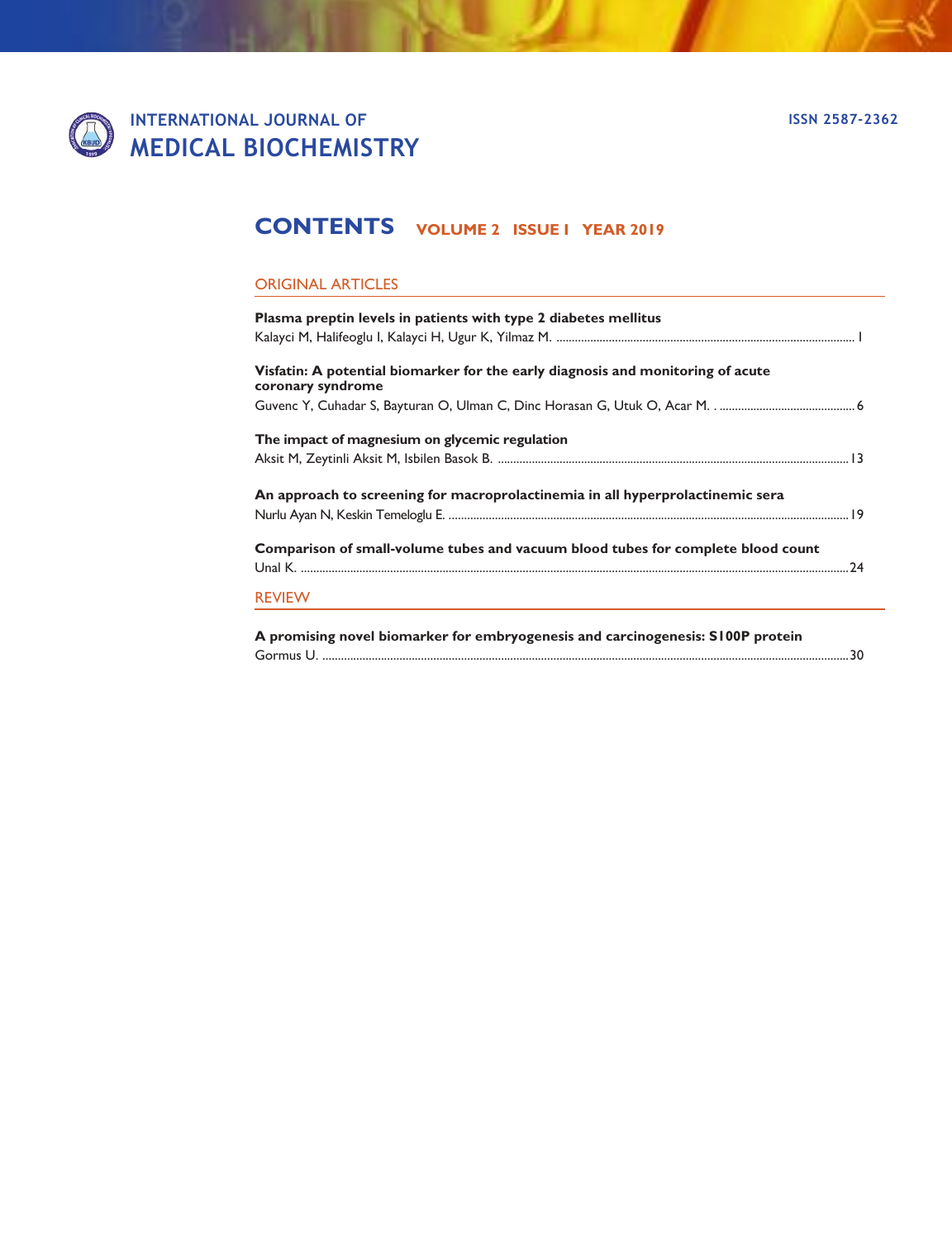# INTERNATIONAL JOURNAL OF MEDICAL BIOCHEMISTRY

ISSN 2587-2362

## CONTENTS VOLUME 2 ISSUE I YEAR 2019

### ORIGINAL ARTICLES

**Plasma preptin levels in patients with type 2 diabetes mellitus**
Kalayci M, Halifeoglu I, Kalayci H, Ugur K, Yilmaz M. ........ 1

**Visfatin: A potential biomarker for the early diagnosis and monitoring of acute coronary syndrome**
Guvenc Y, Cuhadar S, Bayturan O, Ulman C, Dinc Horasan G, Utuk O, Acar M. . ........ 6

**The impact of magnesium on glycemic regulation**
Aksit M, Zeytinli Aksit M, Isbilen Basok B. ........ 13

**An approach to screening for macroprolactinemia in all hyperprolactinemic sera**
Nurlu Ayan N, Keskin Temeloglu E. ........ 19

**Comparison of small-volume tubes and vacuum blood tubes for complete blood count**
Unal K. ........ 24

### REVIEW

**A promising novel biomarker for embryogenesis and carcinogenesis: S100P protein**
Gormus U. ........ 30